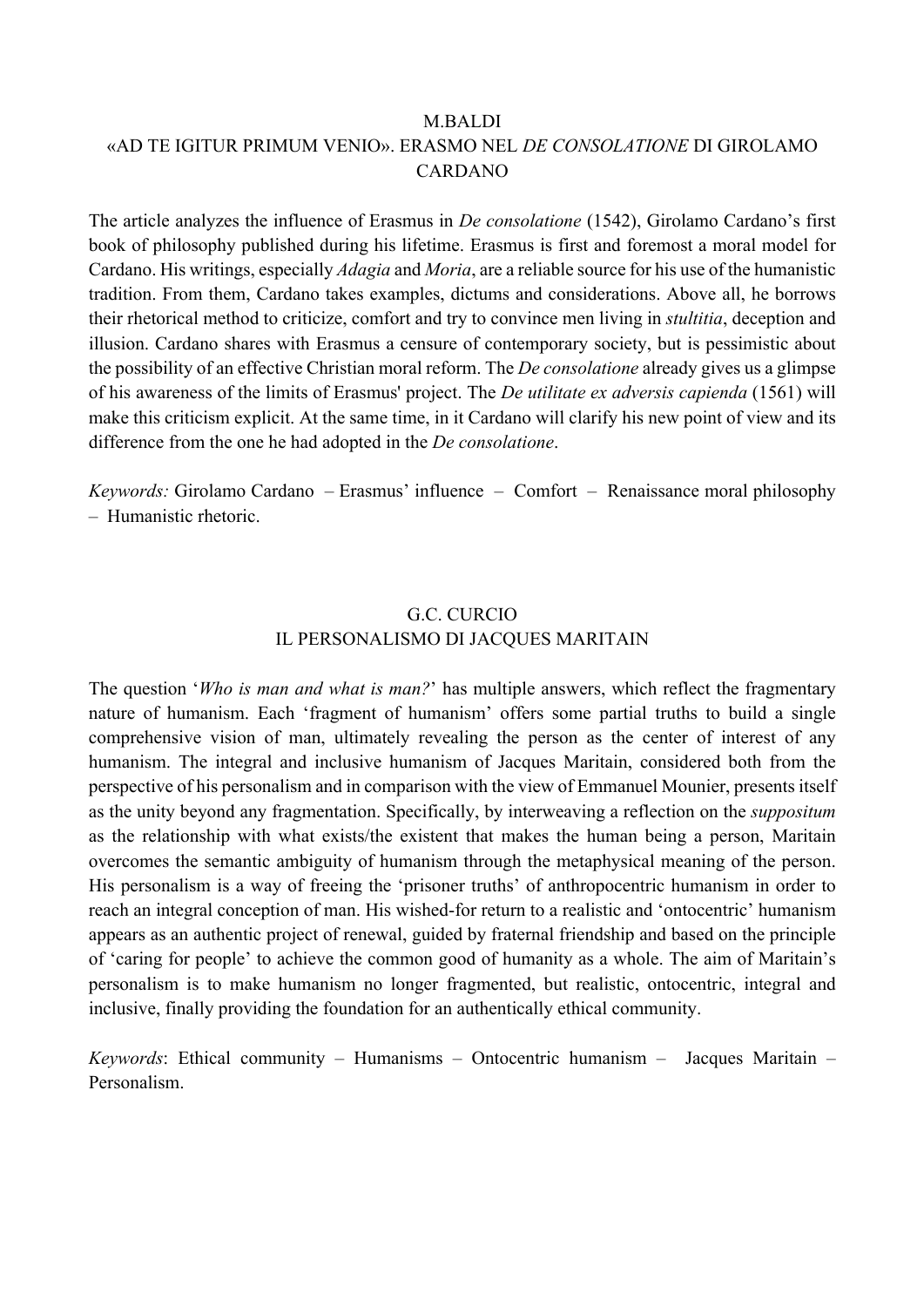## M.BALDI

## «AD TE IGITUR PRIMUM VENIO». ERASMO NEL *DE CONSOLATIONE* DI GIROLAMO CARDANO

The article analyzes the influence of Erasmus in *De consolatione* (1542), Girolamo Cardano's first book of philosophy published during his lifetime. Erasmus is first and foremost a moral model for Cardano. His writings, especially *Adagia* and *Moria*, are a reliable source for his use of the humanistic tradition. From them, Cardano takes examples, dictums and considerations. Above all, he borrows their rhetorical method to criticize, comfort and try to convince men living in *stultitia*, deception and illusion. Cardano shares with Erasmus a censure of contemporary society, but is pessimistic about the possibility of an effective Christian moral reform. The *De consolatione* already gives us a glimpse of his awareness of the limits of Erasmus' project. The *De utilitate ex adversis capienda* (1561) will make this criticism explicit. At the same time, in it Cardano will clarify his new point of view and its difference from the one he had adopted in the *De consolatione*.

*Keywords:* Girolamo Cardano – Erasmus' influence – Comfort – Renaissance moral philosophy – Humanistic rhetoric.

## G.C. CURCIO

## IL PERSONALISMO DI JACQUES MARITAIN

The question '*Who is man and what is man?*' has multiple answers, which reflect the fragmentary nature of humanism. Each 'fragment of humanism' offers some partial truths to build a single comprehensive vision of man, ultimately revealing the person as the center of interest of any humanism. The integral and inclusive humanism of Jacques Maritain, considered both from the perspective of his personalism and in comparison with the view of Emmanuel Mounier, presents itself as the unity beyond any fragmentation. Specifically, by interweaving a reflection on the *suppositum* as the relationship with what exists/the existent that makes the human being a person, Maritain overcomes the semantic ambiguity of humanism through the metaphysical meaning of the person. His personalism is a way of freeing the 'prisoner truths' of anthropocentric humanism in order to reach an integral conception of man. His wished-for return to a realistic and 'ontocentric' humanism appears as an authentic project of renewal, guided by fraternal friendship and based on the principle of 'caring for people' to achieve the common good of humanity as a whole. The aim of Maritain's personalism is to make humanism no longer fragmented, but realistic, ontocentric, integral and inclusive, finally providing the foundation for an authentically ethical community.

*Keywords*: Ethical community – Humanisms – Ontocentric humanism – Jacques Maritain – Personalism.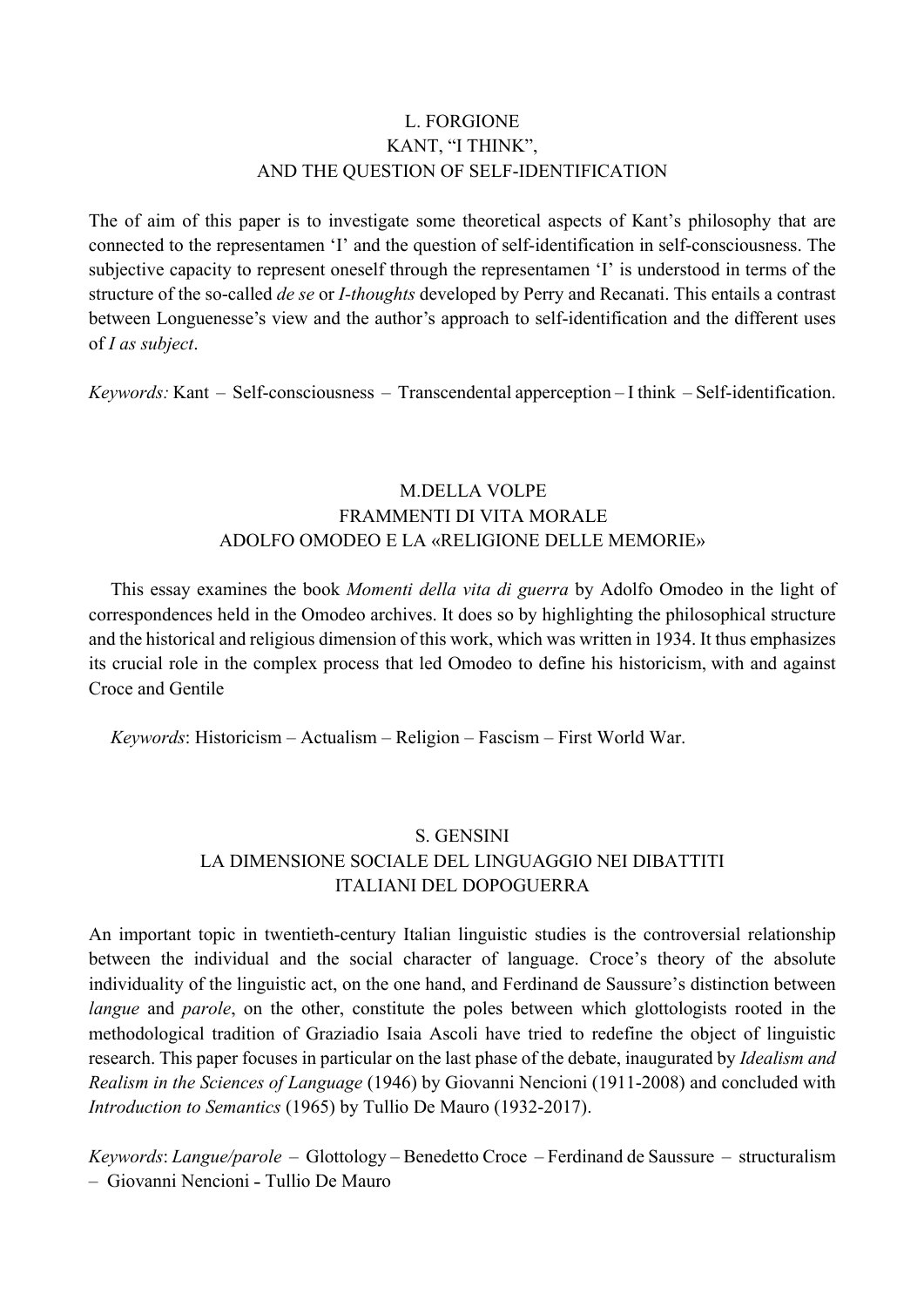## L. FORGIONE
## KANT, "I THINK",
## AND THE QUESTION OF SELF-IDENTIFICATION

The of aim of this paper is to investigate some theoretical aspects of Kant's philosophy that are connected to the representamen 'I' and the question of self-identification in self-consciousness. The subjective capacity to represent oneself through the representamen 'I' is understood in terms of the structure of the so-called *de se* or *I-thoughts* developed by Perry and Recanati. This entails a contrast between Longuenesse's view and the author's approach to self-identification and the different uses of *I as subject*.

*Keywords:* Kant – Self-consciousness – Transcendental apperception – I think – Self-identification.

## M.DELLA VOLPE
## FRAMMENTI DI VITA MORALE
## ADOLFO OMODEO E LA «RELIGIONE DELLE MEMORIE»

This essay examines the book *Momenti della vita di guerra* by Adolfo Omodeo in the light of correspondences held in the Omodeo archives. It does so by highlighting the philosophical structure and the historical and religious dimension of this work, which was written in 1934. It thus emphasizes its crucial role in the complex process that led Omodeo to define his historicism, with and against Croce and Gentile

*Keywords*: Historicism – Actualism – Religion – Fascism – First World War.

## S. GENSINI
## LA DIMENSIONE SOCIALE DEL LINGUAGGIO NEI DIBATTITI
## ITALIANI DEL DOPOGUERRA

An important topic in twentieth-century Italian linguistic studies is the controversial relationship between the individual and the social character of language. Croce's theory of the absolute individuality of the linguistic act, on the one hand, and Ferdinand de Saussure's distinction between *langue* and *parole*, on the other, constitute the poles between which glottologists rooted in the methodological tradition of Graziadio Isaia Ascoli have tried to redefine the object of linguistic research. This paper focuses in particular on the last phase of the debate, inaugurated by *Idealism and Realism in the Sciences of Language* (1946) by Giovanni Nencioni (1911-2008) and concluded with *Introduction to Semantics* (1965) by Tullio De Mauro (1932-2017).

*Keywords*: *Langue/parole* – Glottology – Benedetto Croce – Ferdinand de Saussure – structuralism – Giovanni Nencioni - Tullio De Mauro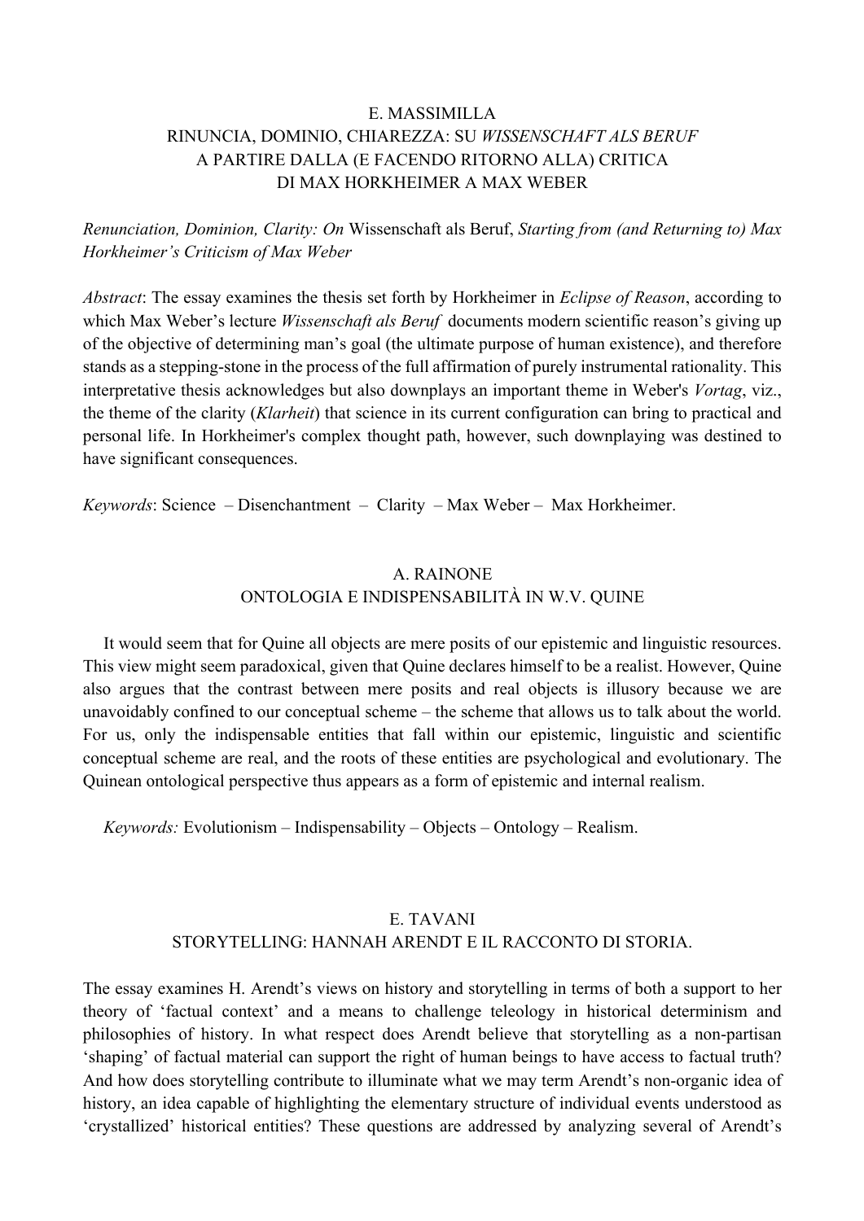E. MASSIMILLA
RINUNCIA, DOMINIO, CHIAREZZA: SU *WISSENSCHAFT ALS BERUF*
A PARTIRE DALLA (E FACENDO RITORNO ALLA) CRITICA
DI MAX HORKHEIMER A MAX WEBER

*Renunciation, Dominion, Clarity: On* Wissenschaft als Beruf, *Starting from (and Returning to) Max Horkheimer's Criticism of Max Weber*

*Abstract*: The essay examines the thesis set forth by Horkheimer in *Eclipse of Reason*, according to which Max Weber's lecture *Wissenschaft als Beruf* documents modern scientific reason's giving up of the objective of determining man's goal (the ultimate purpose of human existence), and therefore stands as a stepping-stone in the process of the full affirmation of purely instrumental rationality. This interpretative thesis acknowledges but also downplays an important theme in Weber's *Vortag*, viz., the theme of the clarity (*Klarheit*) that science in its current configuration can bring to practical and personal life. In Horkheimer's complex thought path, however, such downplaying was destined to have significant consequences.

*Keywords*: Science – Disenchantment – Clarity – Max Weber – Max Horkheimer.

A. RAINONE
ONTOLOGIA E INDISPENSABILITÀ IN W.V. QUINE

It would seem that for Quine all objects are mere posits of our epistemic and linguistic resources. This view might seem paradoxical, given that Quine declares himself to be a realist. However, Quine also argues that the contrast between mere posits and real objects is illusory because we are unavoidably confined to our conceptual scheme – the scheme that allows us to talk about the world. For us, only the indispensable entities that fall within our epistemic, linguistic and scientific conceptual scheme are real, and the roots of these entities are psychological and evolutionary. The Quinean ontological perspective thus appears as a form of epistemic and internal realism.

*Keywords:* Evolutionism – Indispensability – Objects – Ontology – Realism.

E. TAVANI
STORYTELLING: HANNAH ARENDT E IL RACCONTO DI STORIA.

The essay examines H. Arendt's views on history and storytelling in terms of both a support to her theory of 'factual context' and a means to challenge teleology in historical determinism and philosophies of history. In what respect does Arendt believe that storytelling as a non-partisan 'shaping' of factual material can support the right of human beings to have access to factual truth? And how does storytelling contribute to illuminate what we may term Arendt's non-organic idea of history, an idea capable of highlighting the elementary structure of individual events understood as 'crystallized' historical entities? These questions are addressed by analyzing several of Arendt's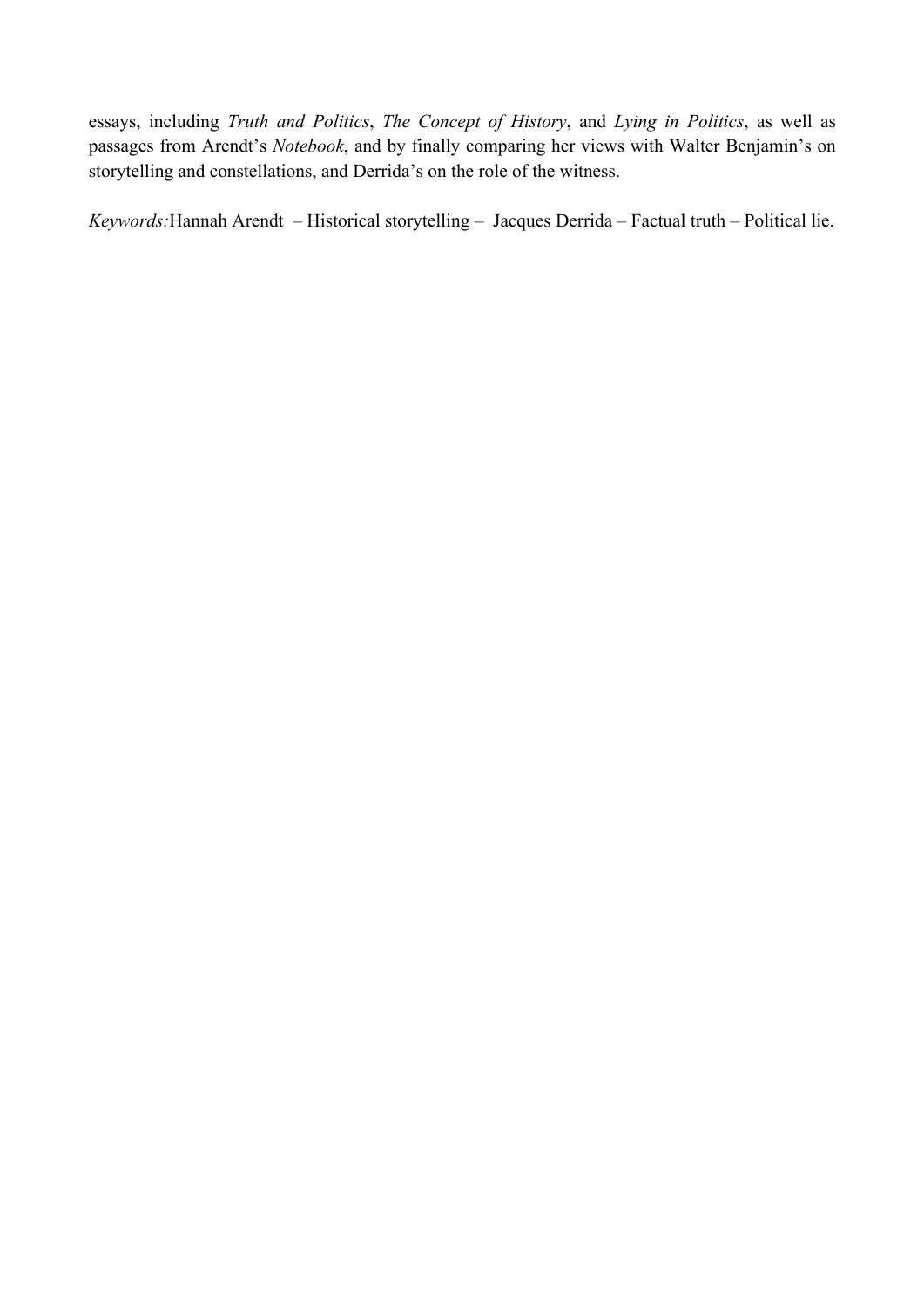essays, including *Truth and Politics*, *The Concept of History*, and *Lying in Politics*, as well as passages from Arendt's *Notebook*, and by finally comparing her views with Walter Benjamin's on storytelling and constellations, and Derrida's on the role of the witness.

*Keywords:*Hannah Arendt – Historical storytelling – Jacques Derrida – Factual truth – Political lie.